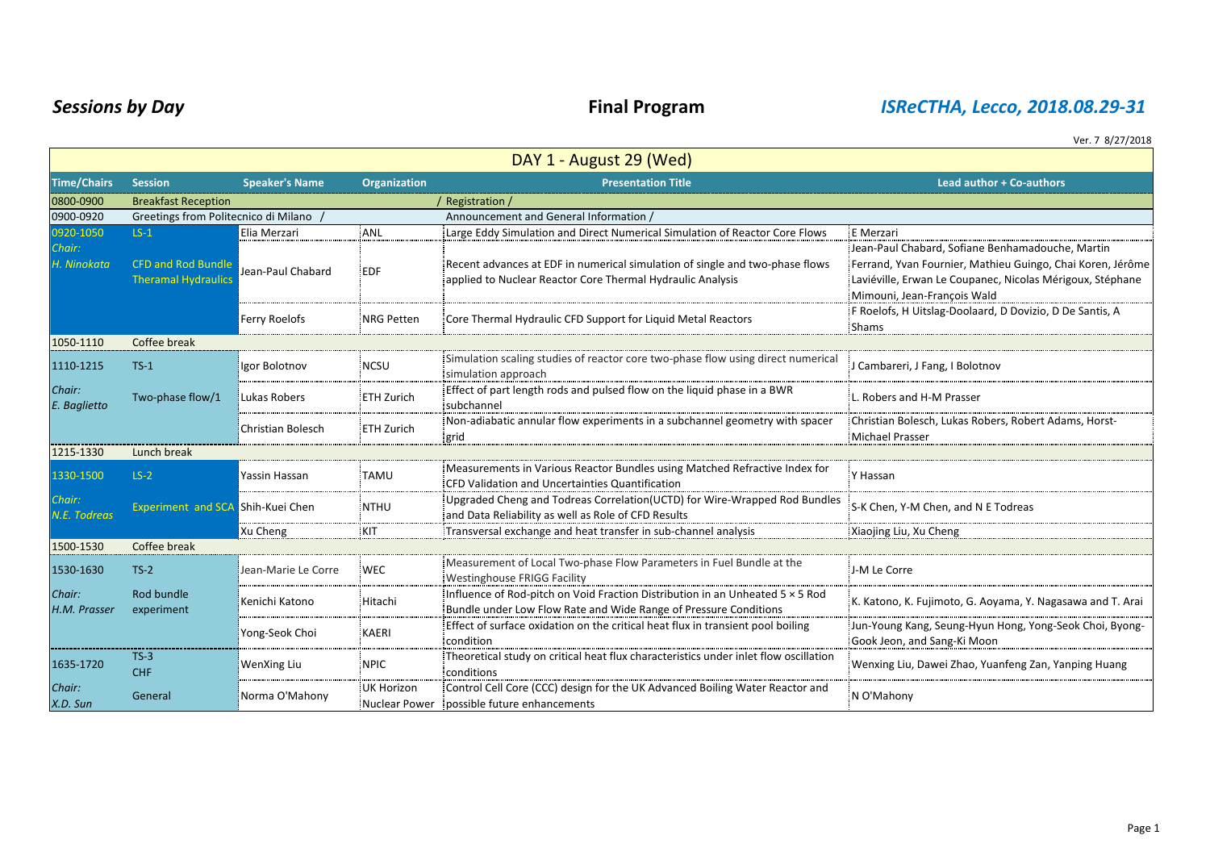*Sessions by Day* **Final Program** *ISReCTHA, Lecco, 2018.08.29-31*

Ver. 7 8/27/2018

| DAY 1 - August 29 (Wed) | | | | | |
|---|---|---|---|---|---|
| **Time/Chairs** | **Session** | **Speaker's Name** | **Organization** | **Presentation Title** | **Lead author + Co-authors** |
| 0800-0900 | Breakfast Reception | | | / Registration / | |
| 0900-0920 | Greetings from Politecnico di Milano / | | | Announcement and General Information / | |
| 0920-1050 | LS-1 | Elia Merzari | ANL | Large Eddy Simulation and Direct Numerical Simulation of Reactor Core Flows | E Merzari |
| *Chair: H. Ninokata* | CFD and Rod Bundle Theramal Hydraulics | Jean-Paul Chabard | EDF | Recent advances at EDF in numerical simulation of single and two-phase flows applied to Nuclear Reactor Core Thermal Hydraulic Analysis | Jean-Paul Chabard, Sofiane Benhamadouche, Martin Ferrand, Yvan Fournier, Mathieu Guingo, Chai Koren, Jérôme Laviéville, Erwan Le Coupanec, Nicolas Mérigoux, Stéphane Mimouni, Jean-François Wald |
| | | Ferry Roelofs | NRG Petten | Core Thermal Hydraulic CFD Support for Liquid Metal Reactors | F Roelofs, H Uitslag-Doolaard, D Dovizio, D De Santis, A Shams |
| 1050-1110 | Coffee break | | | | |
| 1110-1215 | TS-1 | Igor Bolotnov | NCSU | Simulation scaling studies of reactor core two-phase flow using direct numerical simulation approach | J Cambareri, J Fang, I Bolotnov |
| *Chair: E. Baglietto* | Two-phase flow/1 | Lukas Robers | ETH Zurich | Effect of part length rods and pulsed flow on the liquid phase in a BWR subchannel | L. Robers and H-M Prasser |
| | | Christian Bolesch | ETH Zurich | Non-adiabatic annular flow experiments in a subchannel geometry with spacer grid | Christian Bolesch, Lukas Robers, Robert Adams, Horst-Michael Prasser |
| 1215-1330 | Lunch break | | | | |
| 1330-1500 | LS-2 | Yassin Hassan | TAMU | Measurements in Various Reactor Bundles using Matched Refractive Index for CFD Validation and Uncertainties Quantification | Y Hassan |
| *Chair: N.E. Todreas* | Experiment and SCA | Shih-Kuei Chen | NTHU | Upgraded Cheng and Todreas Correlation(UCTD) for Wire-Wrapped Rod Bundles and Data Reliability as well as Role of CFD Results | S-K Chen, Y-M Chen, and N E Todreas |
| | | Xu Cheng | KIT | Transversal exchange and heat transfer in sub-channel analysis | Xiaojing Liu, Xu Cheng |
| 1500-1530 | Coffee break | | | | |
| 1530-1630 | TS-2 | Jean-Marie Le Corre | WEC | Measurement of Local Two-phase Flow Parameters in Fuel Bundle at the Westinghouse FRIGG Facility | J-M Le Corre |
| *Chair: H.M. Prasser* | Rod bundle experiment | Kenichi Katono | Hitachi | Influence of Rod-pitch on Void Fraction Distribution in an Unheated 5 × 5 Rod Bundle under Low Flow Rate and Wide Range of Pressure Conditions | K. Katono, K. Fujimoto, G. Aoyama, Y. Nagasawa and T. Arai |
| | | Yong-Seok Choi | KAERI | Effect of surface oxidation on the critical heat flux in transient pool boiling condition | Jun-Young Kang, Seung-Hyun Hong, Yong-Seok Choi, Byong-Gook Jeon, and Sang-Ki Moon |
| 1635-1720 | TS-3 CHF | WenXing Liu | NPIC | Theoretical study on critical heat flux characteristics under inlet flow oscillation conditions | Wenxing Liu, Dawei Zhao, Yuanfeng Zan, Yanping Huang |
| *Chair: X.D. Sun* | General | Norma O'Mahony | UK Horizon Nuclear Power | Control Cell Core (CCC) design for the UK Advanced Boiling Water Reactor and possible future enhancements | N O'Mahony |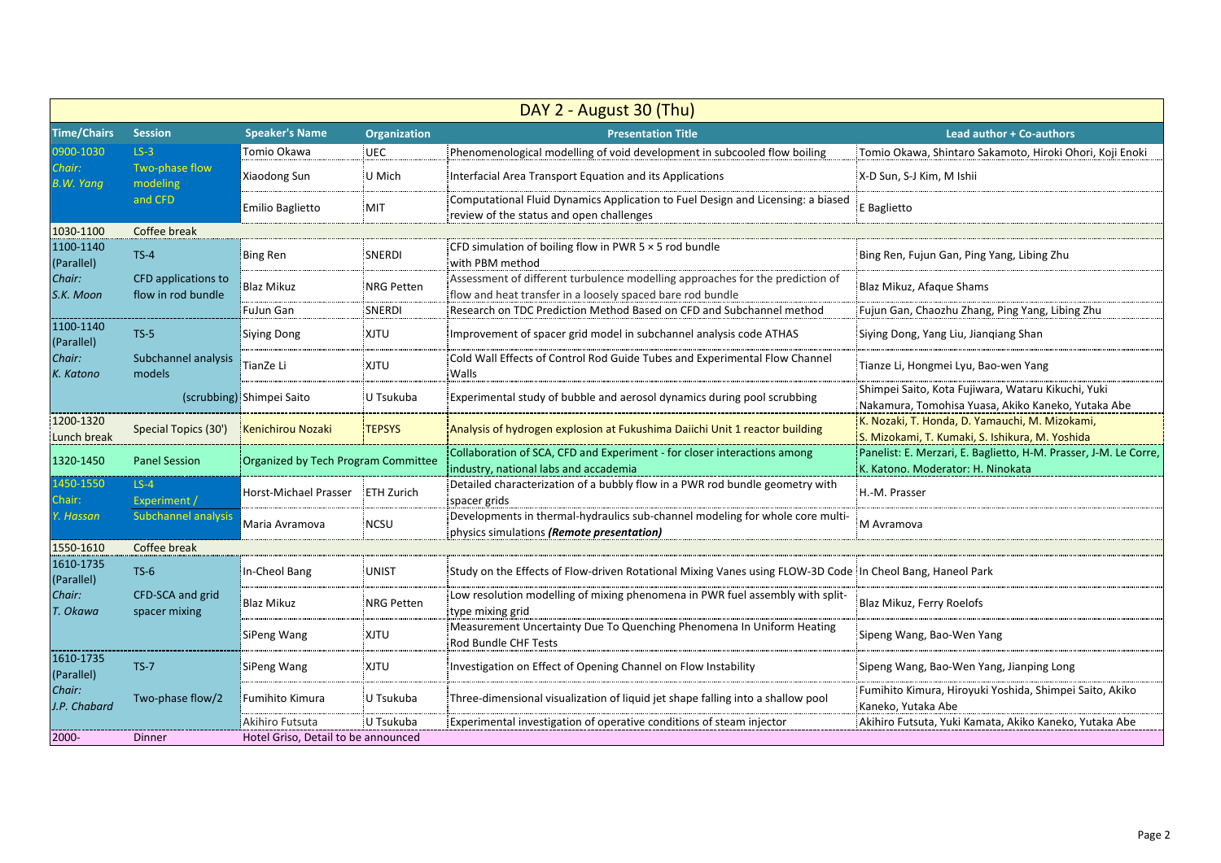| DAY 2 - August 30 (Thu) | | | | | |
|---|---|---|---|---|---|
| **Time/Chairs** | **Session** | **Speaker's Name** | **Organization** | **Presentation Title** | **Lead author + Co-authors** |
| 0900-1030 *Chair: B.W. Yang* | LS-3 Two-phase flow modeling and CFD | Tomio Okawa | UEC | Phenomenological modelling of void development in subcooled flow boiling | Tomio Okawa, Shintaro Sakamoto, Hiroki Ohori, Koji Enoki |
| | | Xiaodong Sun | U Mich | Interfacial Area Transport Equation and its Applications | X-D Sun, S-J Kim, M Ishii |
| | | Emilio Baglietto | MIT | Computational Fluid Dynamics Application to Fuel Design and Licensing: a biased review of the status and open challenges | E Baglietto |
| 1030-1100 | Coffee break | | | | |
| 1100-1140 (Parallel) *Chair: S.K. Moon* | TS-4 CFD applications to flow in rod bundle | Bing Ren | SNERDI | CFD simulation of boiling flow in PWR 5 × 5 rod bundle with PBM method | Bing Ren, Fujun Gan, Ping Yang, Libing Zhu |
| | | Blaz Mikuz | NRG Petten | Assessment of different turbulence modelling approaches for the prediction of flow and heat transfer in a loosely spaced bare rod bundle | Blaz Mikuz, Afaque Shams |
| | | FuJun Gan | SNERDI | Research on TDC Prediction Method Based on CFD and Subchannel method | Fujun Gan, Chaozhu Zhang, Ping Yang, Libing Zhu |
| 1100-1140 (Parallel) *Chair: K. Katono* | TS-5 Subchannel analysis models | Siying Dong | XJTU | Improvement of spacer grid model in subchannel analysis code ATHAS | Siying Dong, Yang Liu, Jianqiang Shan |
| | | TianZe Li | XJTU | Cold Wall Effects of Control Rod Guide Tubes and Experimental Flow Channel Walls | Tianze Li, Hongmei Lyu, Bao-wen Yang |
| | (scrubbing) | Shimpei Saito | U Tsukuba | Experimental study of bubble and aerosol dynamics during pool scrubbing | Shimpei Saito, Kota Fujiwara, Wataru Kikuchi, Yuki Nakamura, Tomohisa Yuasa, Akiko Kaneko, Yutaka Abe |
| 1200-1320 Lunch break | Special Topics (30') | Kenichirou Nozaki | TEPSYS | Analysis of hydrogen explosion at Fukushima Daiichi Unit 1 reactor building | K. Nozaki, T. Honda, D. Yamauchi, M. Mizokami, S. Mizokami, T. Kumaki, S. Ishikura, M. Yoshida |
| 1320-1450 | Panel Session | Organized by Tech Program Committee | | Collaboration of SCA, CFD and Experiment - for closer interactions among industry, national labs and accademia | Panelist: E. Merzari, E. Baglietto, H-M. Prasser, J-M. Le Corre, K. Katono. Moderator: H. Ninokata |
| 1450-1550 *Chair: Y. Hassan* | LS-4 Experiment / Subchannel analysis | Horst-Michael Prasser | ETH Zurich | Detailed characterization of a bubbly flow in a PWR rod bundle geometry with spacer grids | H.-M. Prasser |
| | | Maria Avramova | NCSU | Developments in thermal-hydraulics sub-channel modeling for whole core multi-physics simulations ***(Remote presentation)*** | M Avramova |
| 1550-1610 | Coffee break | | | | |
| 1610-1735 (Parallel) *Chair: T. Okawa* | TS-6 CFD-SCA and grid spacer mixing | In-Cheol Bang | UNIST | Study on the Effects of Flow-driven Rotational Mixing Vanes using FLOW-3D Code | In Cheol Bang, Haneol Park |
| | | Blaz Mikuz | NRG Petten | Low resolution modelling of mixing phenomena in PWR fuel assembly with split-type mixing grid | Blaz Mikuz, Ferry Roelofs |
| | | SiPeng Wang | XJTU | Measurement Uncertainty Due To Quenching Phenomena In Uniform Heating Rod Bundle CHF Tests | Sipeng Wang, Bao-Wen Yang |
| 1610-1735 (Parallel) *Chair: J.P. Chabard* | TS-7 Two-phase flow/2 | SiPeng Wang | XJTU | Investigation on Effect of Opening Channel on Flow Instability | Sipeng Wang, Bao-Wen Yang, Jianping Long |
| | | Fumihito Kimura | U Tsukuba | Three-dimensional visualization of liquid jet shape falling into a shallow pool | Fumihito Kimura, Hiroyuki Yoshida, Shimpei Saito, Akiko Kaneko, Yutaka Abe |
| | | Akihiro Futsuta | U Tsukuba | Experimental investigation of operative conditions of steam injector | Akihiro Futsuta, Yuki Kamata, Akiko Kaneko, Yutaka Abe |
| 2000- | Dinner | Hotel Griso, Detail to be announced | | | |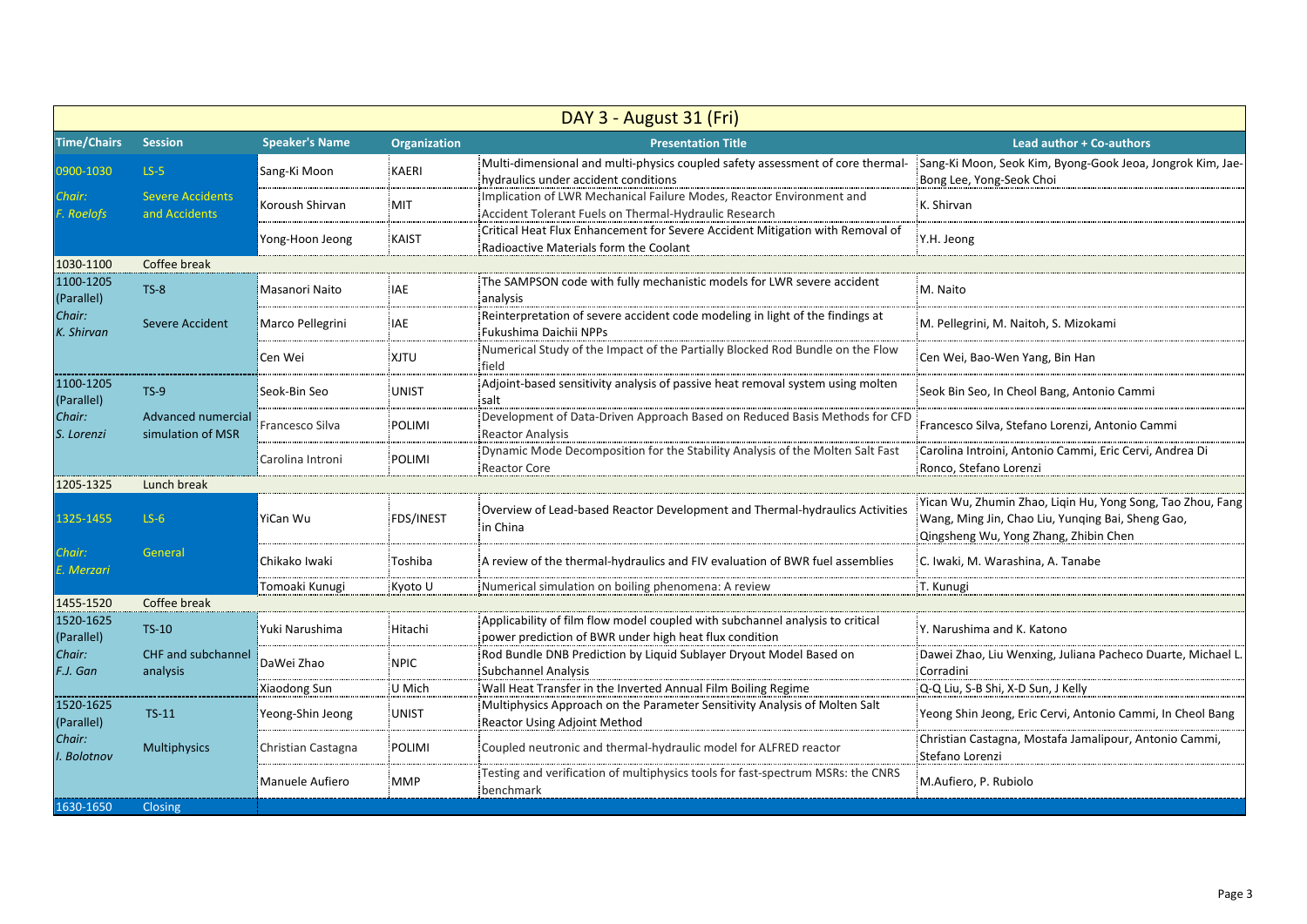## DAY 3 - August 31 (Fri)

| Time/Chairs | Session | Speaker's Name | Organization | Presentation Title | Lead author + Co-authors |
|---|---|---|---|---|---|
| 0900-1030 | LS-5 | Sang-Ki Moon | KAERI | Multi-dimensional and multi-physics coupled safety assessment of core thermal-hydraulics under accident conditions | Sang-Ki Moon, Seok Kim, Byong-Gook Jeoa, Jongrok Kim, Jae-Bong Lee, Yong-Seok Choi |
| *Chair: F. Roelofs* | Severe Accidents and Accidents | Koroush Shirvan | MIT | Implication of LWR Mechanical Failure Modes, Reactor Environment and Accident Tolerant Fuels on Thermal-Hydraulic Research | K. Shirvan |
| | | Yong-Hoon Jeong | KAIST | Critical Heat Flux Enhancement for Severe Accident Mitigation with Removal of Radioactive Materials form the Coolant | Y.H. Jeong |
| 1030-1100 | Coffee break | | | | |
| 1100-1205 (Parallel) | TS-8 | Masanori Naito | IAE | The SAMPSON code with fully mechanistic models for LWR severe accident analysis | M. Naito |
| *Chair: K. Shirvan* | Severe Accident | Marco Pellegrini | IAE | Reinterpretation of severe accident code modeling in light of the findings at Fukushima Daichii NPPs | M. Pellegrini, M. Naitoh, S. Mizokami |
| | | Cen Wei | XJTU | Numerical Study of the Impact of the Partially Blocked Rod Bundle on the Flow field | Cen Wei, Bao-Wen Yang, Bin Han |
| 1100-1205 (Parallel) | TS-9 | Seok-Bin Seo | UNIST | Adjoint-based sensitivity analysis of passive heat removal system using molten salt | Seok Bin Seo, In Cheol Bang, Antonio Cammi |
| *Chair: S. Lorenzi* | Advanced numerical simulation of MSR | Francesco Silva | POLIMI | Development of Data-Driven Approach Based on Reduced Basis Methods for CFD Reactor Analysis | Francesco Silva, Stefano Lorenzi, Antonio Cammi |
| | | Carolina Introni | POLIMI | Dynamic Mode Decomposition for the Stability Analysis of the Molten Salt Fast Reactor Core | Carolina Introini, Antonio Cammi, Eric Cervi, Andrea Di Ronco, Stefano Lorenzi |
| 1205-1325 | Lunch break | | | | |
| 1325-1455 | LS-6 | YiCan Wu | FDS/INEST | Overview of Lead-based Reactor Development and Thermal-hydraulics Activities in China | Yican Wu, Zhumin Zhao, Liqin Hu, Yong Song, Tao Zhou, Fang Wang, Ming Jin, Chao Liu, Yunqing Bai, Sheng Gao, Qingsheng Wu, Yong Zhang, Zhibin Chen |
| *Chair: E. Merzari* | General | Chikako Iwaki | Toshiba | A review of the thermal-hydraulics and FIV evaluation of BWR fuel assemblies | C. Iwaki, M. Warashina, A. Tanabe |
| | | Tomoaki Kunugi | Kyoto U | Numerical simulation on boiling phenomena: A review | T. Kunugi |
| 1455-1520 | Coffee break | | | | |
| 1520-1625 (Parallel) | TS-10 | Yuki Narushima | Hitachi | Applicability of film flow model coupled with subchannel analysis to critical power prediction of BWR under high heat flux condition | Y. Narushima and K. Katono |
| *Chair: F.J. Gan* | CHF and subchannel analysis | DaWei Zhao | NPIC | Rod Bundle DNB Prediction by Liquid Sublayer Dryout Model Based on Subchannel Analysis | Dawei Zhao, Liu Wenxing, Juliana Pacheco Duarte, Michael L. Corradini |
| | | Xiaodong Sun | U Mich | Wall Heat Transfer in the Inverted Annual Film Boiling Regime | Q-Q Liu, S-B Shi, X-D Sun, J Kelly |
| 1520-1625 (Parallel) | TS-11 | Yeong-Shin Jeong | UNIST | Multiphysics Approach on the Parameter Sensitivity Analysis of Molten Salt Reactor Using Adjoint Method | Yeong Shin Jeong, Eric Cervi, Antonio Cammi, In Cheol Bang |
| *Chair: I. Bolotnov* | Multiphysics | Christian Castagna | POLIMI | Coupled neutronic and thermal-hydraulic model for ALFRED reactor | Christian Castagna, Mostafa Jamalipour, Antonio Cammi, Stefano Lorenzi |
| | | Manuele Aufiero | MMP | Testing and verification of multiphysics tools for fast-spectrum MSRs: the CNRS benchmark | M.Aufiero, P. Rubiolo |
| 1630-1650 | Closing | | | | |